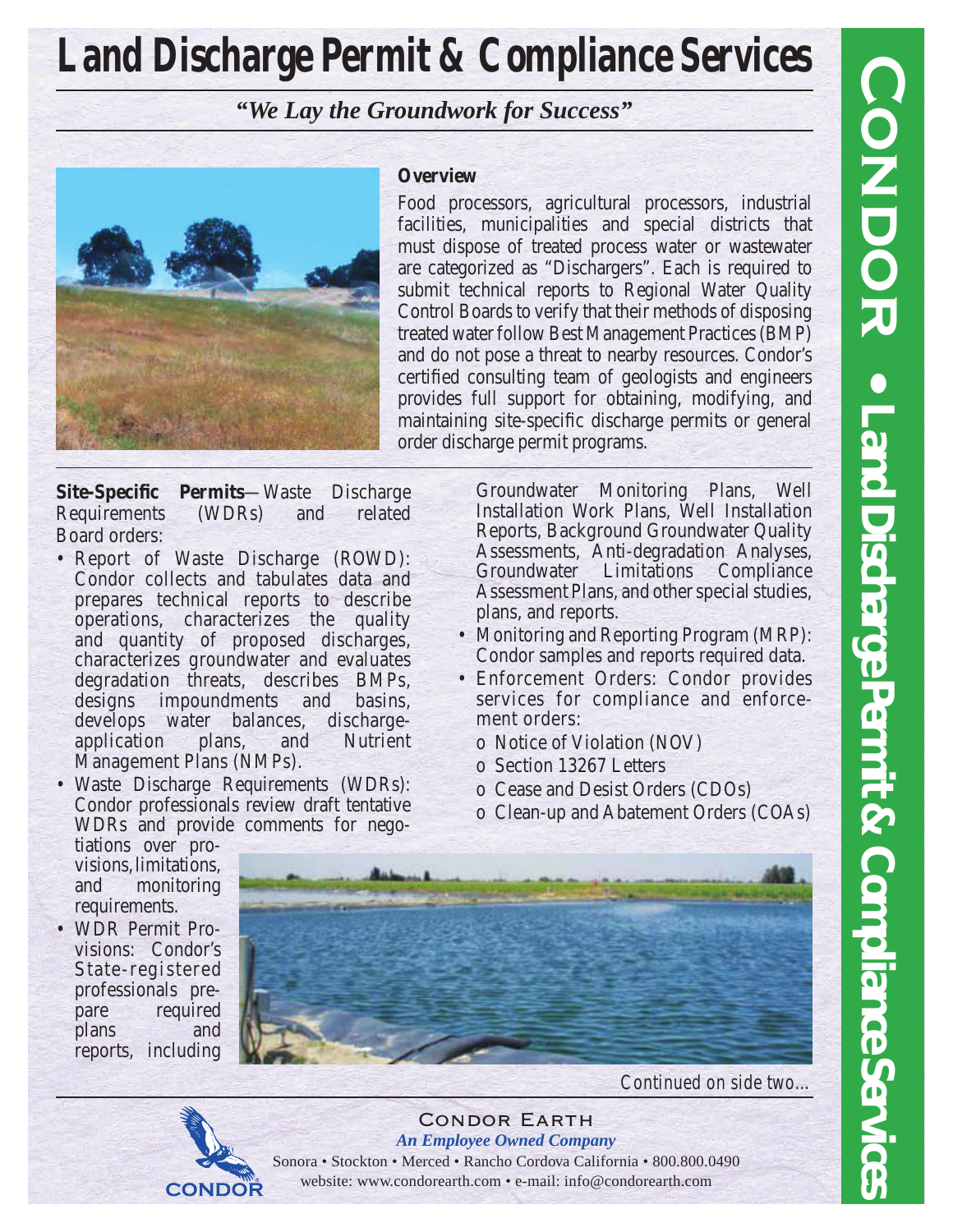# Land Discharge Permit & Compliance Services

***"We Lay the Groundwork for Success"***

**Overview**

Food processors, agricultural processors, industrial facilities, municipalities and special districts that must dispose of treated process water or wastewater are categorized as "Dischargers". Each is required to submit technical reports to Regional Water Quality Control Boards to verify that their methods of disposing treated water follow Best Management Practices (BMP) and do not pose a threat to nearby resources. Condor's certified consulting team of geologists and engineers provides full support for obtaining, modifying, and maintaining site-specific discharge permits or general order discharge permit programs.

**Site-Specific Permits**—Waste Discharge Requirements (WDRs) and related Board orders:

- Report of Waste Discharge (ROWD): Condor collects and tabulates data and prepares technical reports to describe operations, characterizes the quality and quantity of proposed discharges, characterizes groundwater and evaluates degradation threats, describes BMPs, designs impoundments and basins, develops water balances, discharge-application plans, and Nutrient Management Plans (NMPs).
- Waste Discharge Requirements (WDRs): Condor professionals review draft tentative WDRs and provide comments for negotiations over provisions, limitations, and monitoring requirements.
- WDR Permit Provisions: Condor's State-registered professionals prepare required plans and reports, including Groundwater Monitoring Plans, Well Installation Work Plans, Well Installation Reports, Background Groundwater Quality Assessments, Anti-degradation Analyses, Groundwater Limitations Compliance Assessment Plans, and other special studies, plans, and reports.
- Monitoring and Reporting Program (MRP): Condor samples and reports required data.
- Enforcement Orders: Condor provides services for compliance and enforcement orders:
  - Notice of Violation (NOV)
  - Section 13267 Letters
  - Cease and Desist Orders (CDOs)
  - Clean-up and Abatement Orders (COAs)

*Continued on side two...*

Condor Earth

***An Employee Owned Company***

Sonora • Stockton • Merced • Rancho Cordova California • 800.800.0490

website: www.condorearth.com • e-mail: info@condorearth.com

CONDOR • Land Discharge Permit & Compliance Services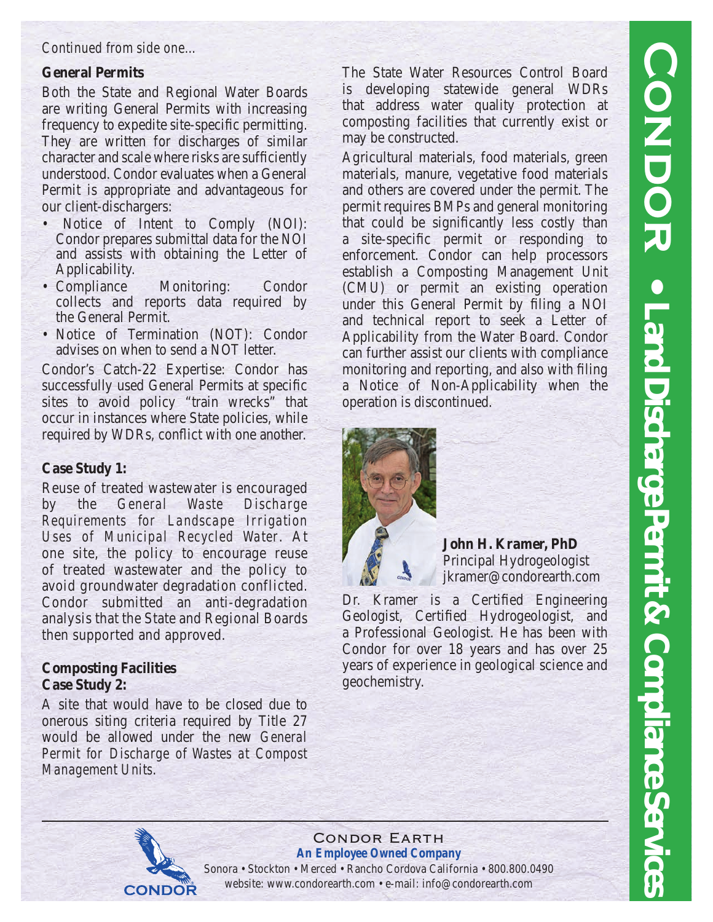*Continued from side one...*

**General Permits**

Both the State and Regional Water Boards are writing General Permits with increasing frequency to expedite site-specific permitting. They are written for discharges of similar character and scale where risks are sufficiently understood. Condor evaluates when a General Permit is appropriate and advantageous for our client-dischargers:

- Notice of Intent to Comply (NOI): Condor prepares submittal data for the NOI and assists with obtaining the Letter of Applicability.
- Compliance Monitoring: Condor collects and reports data required by the General Permit.
- Notice of Termination (NOT): Condor advises on when to send a NOT letter.

Condor's Catch-22 Expertise: Condor has successfully used General Permits at specific sites to avoid policy "train wrecks" that occur in instances where State policies, while required by WDRs, conflict with one another.

**Case Study 1:**

Reuse of treated wastewater is encouraged by the *General Waste Discharge Requirements for Landscape Irrigation Uses of Municipal Recycled Water*. At one site, the policy to encourage reuse of treated wastewater and the policy to avoid groundwater degradation conflicted. Condor submitted an anti-degradation analysis that the State and Regional Boards then supported and approved.

**Composting Facilities**
**Case Study 2:**

A site that would have to be closed due to onerous siting criteria required by Title 27 would be allowed under the new *General Permit for Discharge of Wastes at Compost Management Units*.

The State Water Resources Control Board is developing statewide general WDRs that address water quality protection at composting facilities that currently exist or may be constructed.

Agricultural materials, food materials, green materials, manure, vegetative food materials and others are covered under the permit. The permit requires BMPs and general monitoring that could be significantly less costly than a site-specific permit or responding to enforcement. Condor can help processors establish a Composting Management Unit (CMU) or permit an existing operation under this General Permit by filing a NOI and technical report to seek a Letter of Applicability from the Water Board. Condor can further assist our clients with compliance monitoring and reporting, and also with filing a Notice of Non-Applicability when the operation is discontinued.

**John H. Kramer, PhD**
Principal Hydrogeologist
jkramer@condorearth.com

Dr. Kramer is a Certified Engineering Geologist, Certified Hydrogeologist, and a Professional Geologist. He has been with Condor for over 18 years and has over 25 years of experience in geological science and geochemistry.

CONDOR • Land Discharge Permit & Compliance Services

Condor Earth
**An Employee Owned Company**
Sonora • Stockton • Merced • Rancho Cordova California • 800.800.0490
website: www.condorearth.com • e-mail: info@condorearth.com